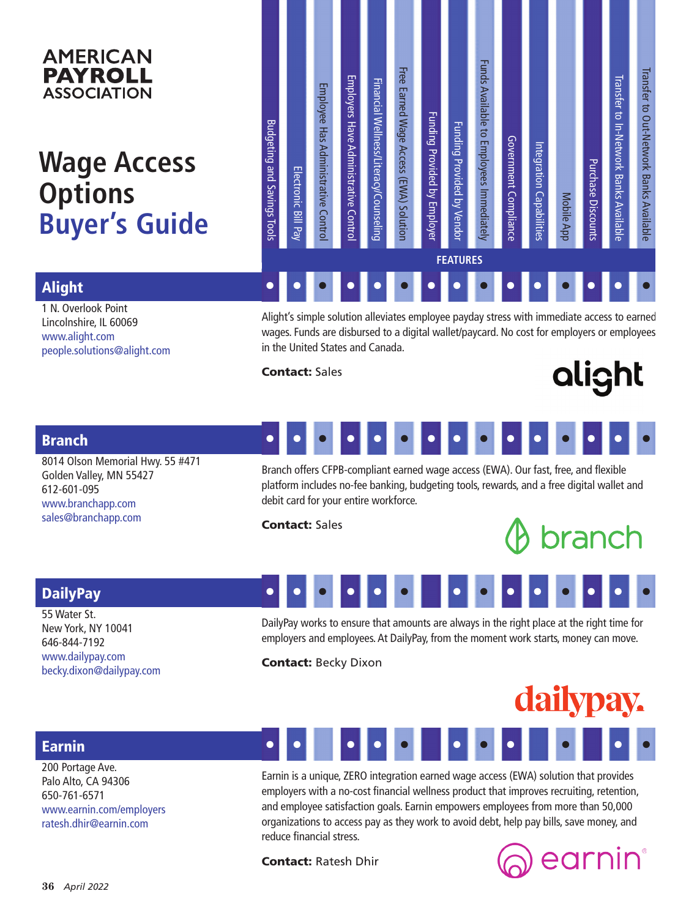AMERICAN PAYROLL ASSOCIATION

# Wage Access Options Buyer's Guide

## FEATURES

| Vendor | Budgeting and Savings Tools | Electronic Bill Pay | Employee Has Administrative Control | Employers Have Administrative Control | Financial Wellness/Literacy/Counseling | Free Earned Wage Access (EWA) Solution | Funding Provided by Employer | Funding Provided by Vendor | Funds Available to Employees Immediately | Government Compliance | Integration Capabilities | Mobile App | Purchase Discounts | Transfer to In-Network Banks Available | Transfer to Out-Network Banks Available |
|---|---|---|---|---|---|---|---|---|---|---|---|---|---|---|---|
| Alight | ● | ● | ● | ● | ● | ● | ● | ● | ● | ● | ● | ● | ● | ● | ● |
| Branch | ● | ● | ● | ● | ● | ● | ● | ● | ● | ● | ● | ● | ● | ● | ● |
| DailyPay | ● | ● | ● | ● | ● | ● | | ● | ● | ● | ● | ● | ● | ● | ● |
| Earnin | ● | ● | | ● | ● | ● | | ● | ● | ● | | ● | | ● | ● |

## Alight

1 N. Overlook Point
Lincolnshire, IL 60069
www.alight.com
people.solutions@alight.com

Alight's simple solution alleviates employee payday stress with immediate access to earned wages. Funds are disbursed to a digital wallet/paycard. No cost for employers or employees in the United States and Canada.

**Contact:** Sales

## Branch

8014 Olson Memorial Hwy. 55 #471
Golden Valley, MN 55427
612-601-095
www.branchapp.com
sales@branchapp.com

Branch offers CFPB-compliant earned wage access (EWA). Our fast, free, and flexible platform includes no-fee banking, budgeting tools, rewards, and a free digital wallet and debit card for your entire workforce.

**Contact:** Sales

## DailyPay

55 Water St.
New York, NY 10041
646-844-7192
www.dailypay.com
becky.dixon@dailypay.com

DailyPay works to ensure that amounts are always in the right place at the right time for employers and employees. At DailyPay, from the moment work starts, money can move.

**Contact:** Becky Dixon

## Earnin

200 Portage Ave.
Palo Alto, CA 94306
650-761-6571
www.earnin.com/employers
ratesh.dhir@earnin.com

Earnin is a unique, ZERO integration earned wage access (EWA) solution that provides employers with a no-cost financial wellness product that improves recruiting, retention, and employee satisfaction goals. Earnin empowers employees from more than 50,000 organizations to access pay as they work to avoid debt, help pay bills, save money, and reduce financial stress.

**Contact:** Ratesh Dhir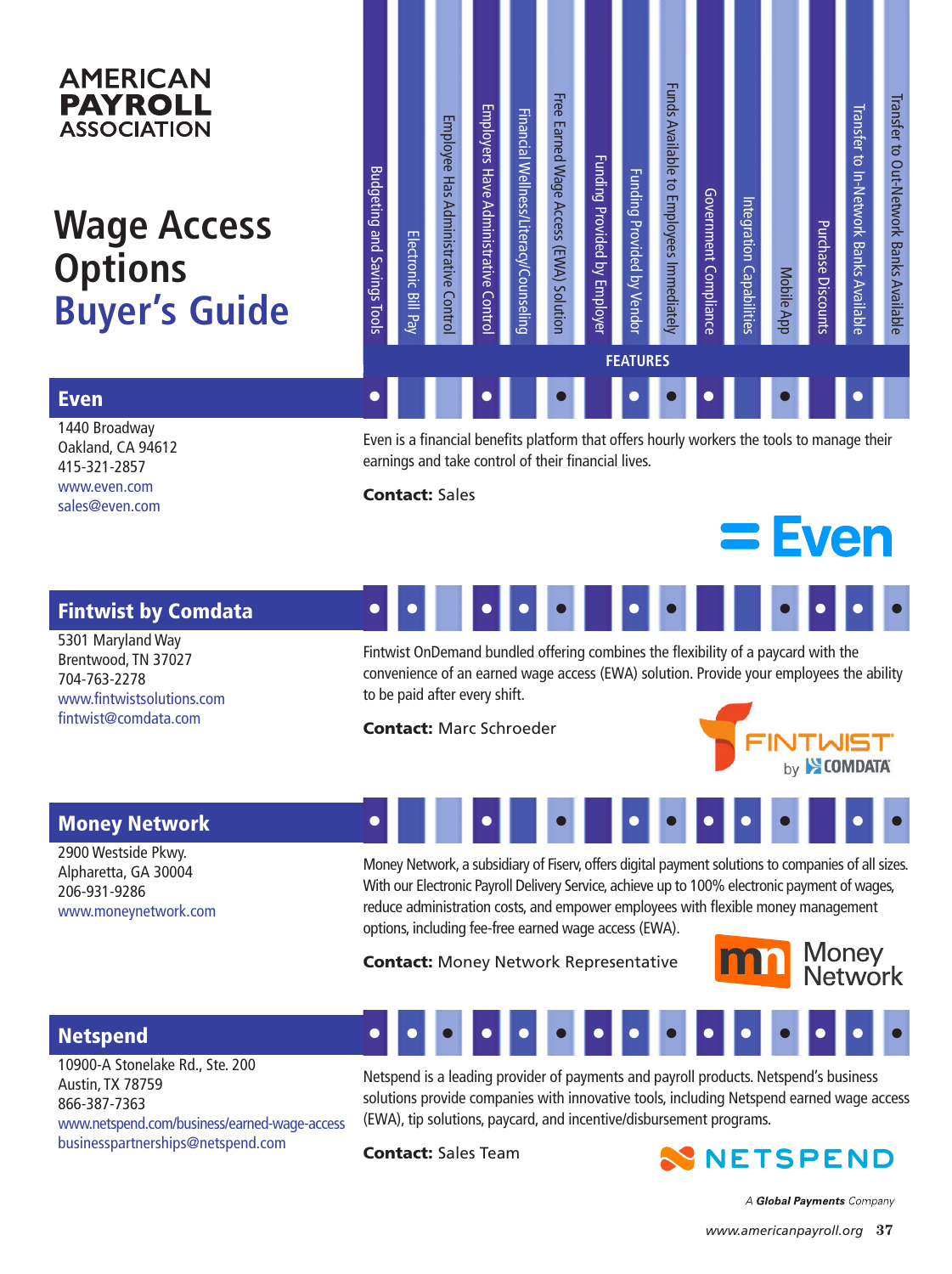# AMERICAN PAYROLL ASSOCIATION

# Wage Access Options Buyer's Guide

**FEATURES**

| Company | Budgeting and Savings Tools | Electronic Bill Pay | Employee Has Administrative Control | Employers Have Administrative Control | Financial Wellness/Literacy/Counseling | Free Earned Wage Access (EWA) Solution | Funding Provided by Employer | Funding Provided by Vendor | Funds Available to Employees Immediately | Government Compliance | Integration Capabilities | Mobile App | Purchase Discounts | Transfer to In-Network Banks Available | Transfer to Out-Network Banks Available |
|---|---|---|---|---|---|---|---|---|---|---|---|---|---|---|---|
| Even | ● | | | ● | | ● | | ● | ● | ● | | ● | | ● | |
| Fintwist by Comdata | ● | ● | | ● | ● | ● | | ● | ● | | | ● | ● | ● | ● |
| Money Network | ● | | | ● | | ● | | ● | ● | ● | ● | ● | | ● | ● |
| Netspend | ● | ● | ● | ● | ● | ● | ● | ● | ● | ● | ● | ● | ● | ● | ● |

## Even

1440 Broadway
Oakland, CA 94612
415-321-2857
www.even.com
sales@even.com

Even is a financial benefits platform that offers hourly workers the tools to manage their earnings and take control of their financial lives.

**Contact:** Sales

## Fintwist by Comdata

5301 Maryland Way
Brentwood, TN 37027
704-763-2278
www.fintwistsolutions.com
fintwist@comdata.com

Fintwist OnDemand bundled offering combines the flexibility of a paycard with the convenience of an earned wage access (EWA) solution. Provide your employees the ability to be paid after every shift.

**Contact:** Marc Schroeder

## Money Network

2900 Westside Pkwy.
Alpharetta, GA 30004
206-931-9286
www.moneynetwork.com

Money Network, a subsidiary of Fiserv, offers digital payment solutions to companies of all sizes. With our Electronic Payroll Delivery Service, achieve up to 100% electronic payment of wages, reduce administration costs, and empower employees with flexible money management options, including fee-free earned wage access (EWA).

**Contact:** Money Network Representative

## Netspend

10900-A Stonelake Rd., Ste. 200
Austin, TX 78759
866-387-7363
www.netspend.com/business/earned-wage-access
businesspartnerships@netspend.com

Netspend is a leading provider of payments and payroll products. Netspend's business solutions provide companies with innovative tools, including Netspend earned wage access (EWA), tip solutions, paycard, and incentive/disbursement programs.

**Contact:** Sales Team

NETSPEND — A *Global Payments* Company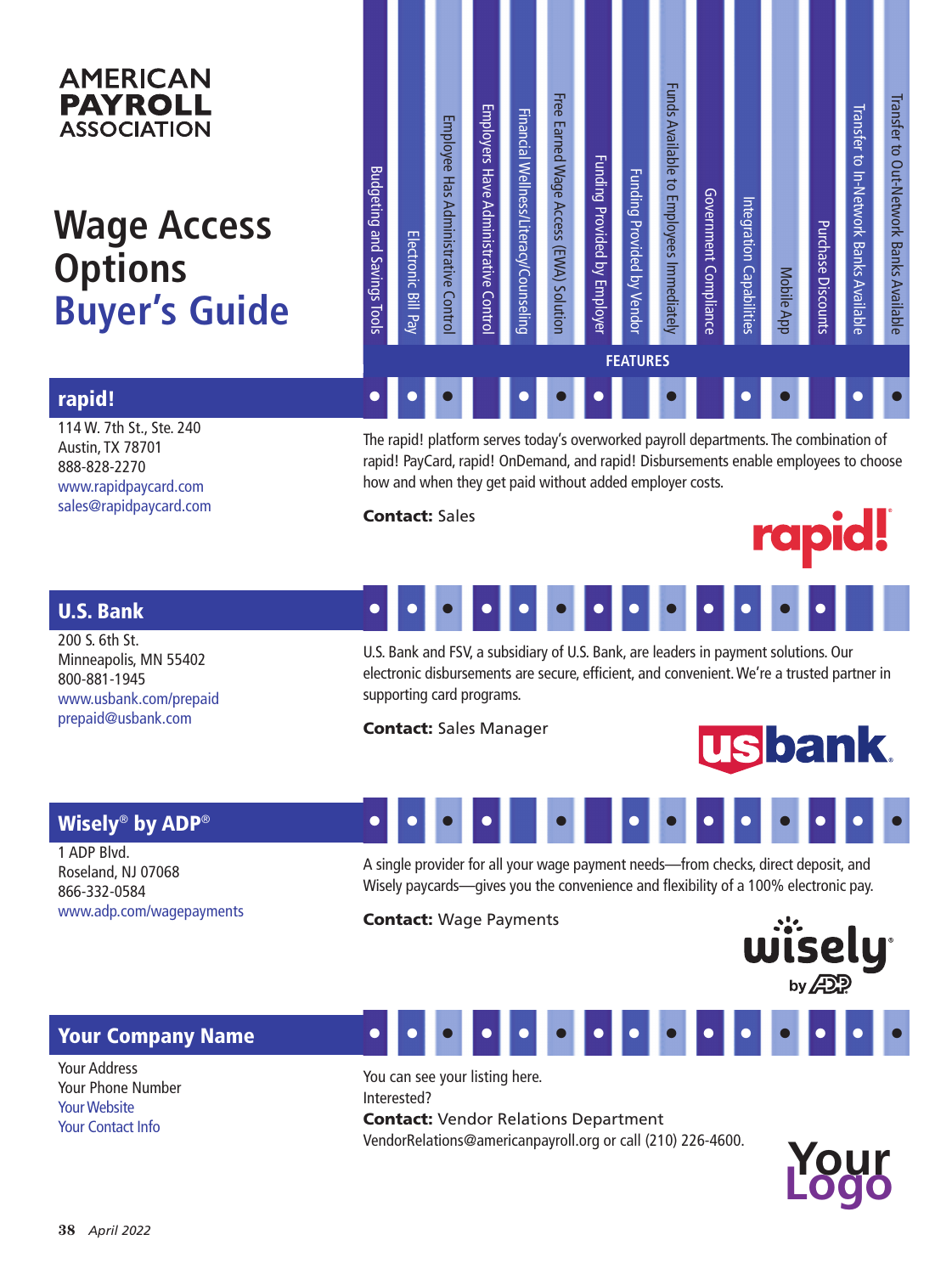# AMERICAN PAYROLL ASSOCIATION

# Wage Access Options Buyer's Guide

## FEATURES

| Company | Budgeting and Savings Tools | Electronic Bill Pay | Employee Has Administrative Control | Employers Have Administrative Control | Financial Wellness/Literacy/Counseling | Free Earned Wage Access (EWA) Solution | Funding Provided by Employer | Funding Provided by Vendor | Funds Available to Employees Immediately | Government Compliance | Integration Capabilities | Mobile App | Purchase Discounts | Transfer to In-Network Banks Available | Transfer to Out-Network Banks Available |
|---|---|---|---|---|---|---|---|---|---|---|---|---|---|---|---|
| rapid! | ● | ● | ● | | ● | ● | ● | | ● | | ● | ● | | ● | ● |
| U.S. Bank | ● | ● | ● | ● | ● | ● | ● | ● | ● | ● | ● | ● | ● | | |
| Wisely® by ADP® | ● | ● | ● | ● | | ● | | ● | ● | ● | ● | ● | ● | ● | ● |
| Your Company Name | ● | ● | ● | ● | ● | ● | ● | ● | ● | ● | ● | ● | ● | ● | ● |

## rapid!

114 W. 7th St., Ste. 240
Austin, TX 78701
888-828-2270
www.rapidpaycard.com
sales@rapidpaycard.com

The rapid! platform serves today's overworked payroll departments. The combination of rapid! PayCard, rapid! OnDemand, and rapid! Disbursements enable employees to choose how and when they get paid without added employer costs.

**Contact:** Sales

## U.S. Bank

200 S. 6th St.
Minneapolis, MN 55402
800-881-1945
www.usbank.com/prepaid
prepaid@usbank.com

U.S. Bank and FSV, a subsidiary of U.S. Bank, are leaders in payment solutions. Our electronic disbursements are secure, efficient, and convenient. We're a trusted partner in supporting card programs.

**Contact:** Sales Manager

## Wisely® by ADP®

1 ADP Blvd.
Roseland, NJ 07068
866-332-0584
www.adp.com/wagepayments

A single provider for all your wage payment needs—from checks, direct deposit, and Wisely paycards—gives you the convenience and flexibility of a 100% electronic pay.

**Contact:** Wage Payments

## Your Company Name

Your Address
Your Phone Number
Your Website
Your Contact Info

You can see your listing here.
Interested?
**Contact:** Vendor Relations Department
VendorRelations@americanpayroll.org or call (210) 226-4600.

Your Logo